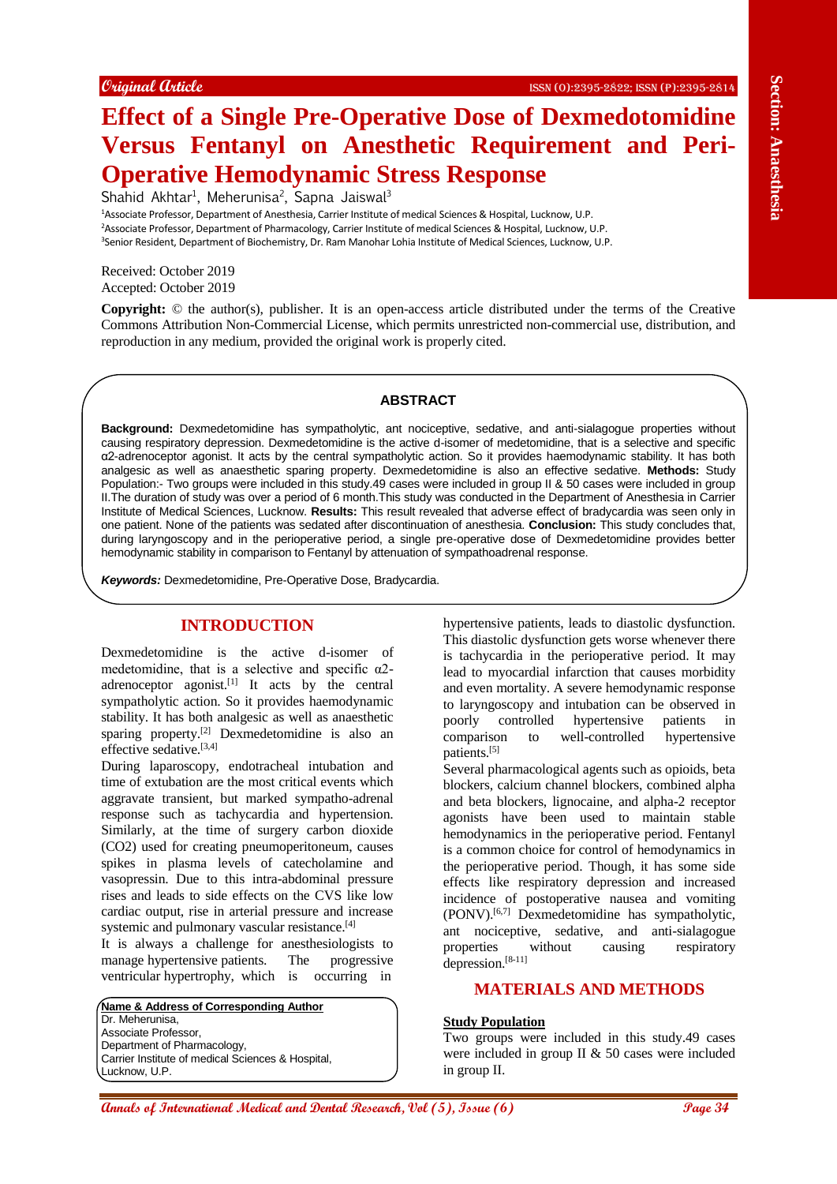Original Article

ISSN (O):2395-2822; ISSN (P):2395-2814

Section: Anaesthesia

# Effect of a Single Pre-Operative Dose of Dexmedetomidine Versus Fentanyl on Anesthetic Requirement and Peri-Operative Hemodynamic Stress Response

Shahid Akhtar[1], Meherunisa[2], Sapna Jaiswal[3]

[1]Associate Professor, Department of Anesthesia, Carrier Institute of medical Sciences & Hospital, Lucknow, U.P.
[2]Associate Professor, Department of Pharmacology, Carrier Institute of medical Sciences & Hospital, Lucknow, U.P.
[3]Senior Resident, Department of Biochemistry, Dr. Ram Manohar Lohia Institute of Medical Sciences, Lucknow, U.P.

Received: October 2019
Accepted: October 2019

**Copyright:** © the author(s), publisher. It is an open-access article distributed under the terms of the Creative Commons Attribution Non-Commercial License, which permits unrestricted non-commercial use, distribution, and reproduction in any medium, provided the original work is properly cited.

## ABSTRACT

**Background:** Dexmedetomidine has sympatholytic, ant nociceptive, sedative, and anti-sialagogue properties without causing respiratory depression. Dexmedetomidine is the active d-isomer of medetomidine, that is a selective and specific α2-adrenoceptor agonist. It acts by the central sympatholytic action. So it provides haemodynamic stability. It has both analgesic as well as anaesthetic sparing property. Dexmedetomidine is also an effective sedative. **Methods:** Study Population:- Two groups were included in this study.49 cases were included in group II & 50 cases were included in group II.The duration of study was over a period of 6 month.This study was conducted in the Department of Anesthesia in Carrier Institute of Medical Sciences, Lucknow. **Results:** This result revealed that adverse effect of bradycardia was seen only in one patient. None of the patients was sedated after discontinuation of anesthesia. **Conclusion:** This study concludes that, during laryngoscopy and in the perioperative period, a single pre-operative dose of Dexmedetomidine provides better hemodynamic stability in comparison to Fentanyl by attenuation of sympathoadrenal response.

***Keywords:*** Dexmedetomidine, Pre-Operative Dose, Bradycardia.

## INTRODUCTION

Dexmedetomidine is the active d-isomer of medetomidine, that is a selective and specific α2-adrenoceptor agonist.[1] It acts by the central sympatholytic action. So it provides haemodynamic stability. It has both analgesic as well as anaesthetic sparing property.[2] Dexmedetomidine is also an effective sedative.[3,4]

During laparoscopy, endotracheal intubation and time of extubation are the most critical events which aggravate transient, but marked sympatho-adrenal response such as tachycardia and hypertension. Similarly, at the time of surgery carbon dioxide ($CO_2$) used for creating pneumoperitoneum, causes spikes in plasma levels of catecholamine and vasopressin. Due to this intra-abdominal pressure rises and leads to side effects on the CVS like low cardiac output, rise in arterial pressure and increase systemic and pulmonary vascular resistance.[4]

It is always a challenge for anesthesiologists to manage hypertensive patients. The progressive ventricular hypertrophy, which is occurring in hypertensive patients, leads to diastolic dysfunction. This diastolic dysfunction gets worse whenever there is tachycardia in the perioperative period. It may lead to myocardial infarction that causes morbidity and even mortality. A severe hemodynamic response to laryngoscopy and intubation can be observed in poorly controlled hypertensive patients in comparison to well-controlled hypertensive patients.[5]

Several pharmacological agents such as opioids, beta blockers, calcium channel blockers, combined alpha and beta blockers, lignocaine, and alpha-2 receptor agonists have been used to maintain stable hemodynamics in the perioperative period. Fentanyl is a common choice for control of hemodynamics in the perioperative period. Though, it has some side effects like respiratory depression and increased incidence of postoperative nausea and vomiting (PONV).[6,7] Dexmedetomidine has sympatholytic, ant nociceptive, sedative, and anti-sialagogue properties without causing respiratory depression.[8-11]

## MATERIALS AND METHODS

**Study Population**

Two groups were included in this study.49 cases were included in group II & 50 cases were included in group II.

**Name & Address of Corresponding Author**
Dr. Meherunisa,
Associate Professor,
Department of Pharmacology,
Carrier Institute of medical Sciences & Hospital,
Lucknow, U.P.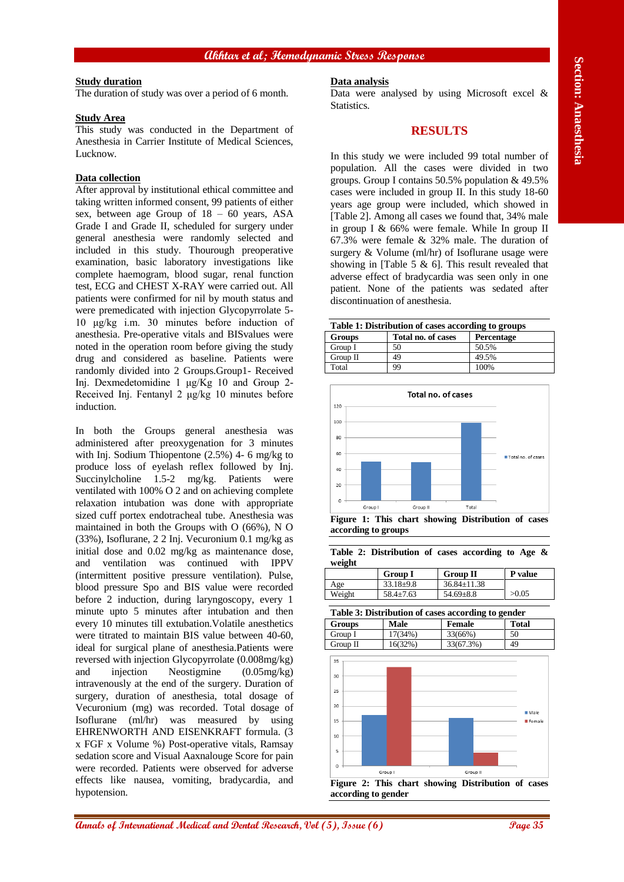## Study duration

The duration of study was over a period of 6 month.

## Study Area

This study was conducted in the Department of Anesthesia in Carrier Institute of Medical Sciences, Lucknow.

## Data collection

After approval by institutional ethical committee and taking written informed consent, 99 patients of either sex, between age Group of 18 – 60 years, ASA Grade I and Grade II, scheduled for surgery under general anesthesia were randomly selected and included in this study. Thourough preoperative examination, basic laboratory investigations like complete haemogram, blood sugar, renal function test, ECG and CHEST X-RAY were carried out. All patients were confirmed for nil by mouth status and were premedicated with injection Glycopyrrolate 5-10 µg/kg i.m. 30 minutes before induction of anesthesia. Pre-operative vitals and BISvalues were noted in the operation room before giving the study drug and considered as baseline. Patients were randomly divided into 2 Groups.Group1- Received Inj. Dexmedetomidine 1 µg/Kg 10 and Group 2- Received Inj. Fentanyl 2 µg/kg 10 minutes before induction.

In both the Groups general anesthesia was administered after preoxygenation for 3 minutes with Inj. Sodium Thiopentone (2.5%) 4- 6 mg/kg to produce loss of eyelash reflex followed by Inj. Succinylcholine 1.5-2 mg/kg. Patients were ventilated with 100% O 2 and on achieving complete relaxation intubation was done with appropriate sized cuff portex endotracheal tube. Anesthesia was maintained in both the Groups with O (66%), N O (33%), Isoflurane, 2 2 Inj. Vecuronium 0.1 mg/kg as initial dose and 0.02 mg/kg as maintenance dose, and ventilation was continued with IPPV (intermittent positive pressure ventilation). Pulse, blood pressure Spo and BIS value were recorded before 2 induction, during laryngoscopy, every 1 minute upto 5 minutes after intubation and then every 10 minutes till extubation.Volatile anesthetics were titrated to maintain BIS value between 40-60, ideal for surgical plane of anesthesia.Patients were reversed with injection Glycopyrrolate (0.008mg/kg) and injection Neostigmine (0.05mg/kg) intravenously at the end of the surgery. Duration of surgery, duration of anesthesia, total dosage of Vecuronium (mg) was recorded. Total dosage of Isoflurane (ml/hr) was measured by using EHRENWORTH AND EISENKRAFT formula. (3 x FGF x Volume %) Post-operative vitals, Ramsay sedation score and Visual Aaxnalouge Score for pain were recorded. Patients were observed for adverse effects like nausea, vomiting, bradycardia, and hypotension.

## Data analysis

Data were analysed by using Microsoft excel & Statistics.

# RESULTS

In this study we were included 99 total number of population. All the cases were divided in two groups. Group I contains 50.5% population & 49.5% cases were included in group II. In this study 18-60 years age group were included, which showed in [Table 2]. Among all cases we found that, 34% male in group I & 66% were female. While In group II 67.3% were female & 32% male. The duration of surgery & Volume (ml/hr) of Isoflurane usage were showing in [Table 5 & 6]. This result revealed that adverse effect of bradycardia was seen only in one patient. None of the patients was sedated after discontinuation of anesthesia.

**Table 1: Distribution of cases according to groups**

| Groups | Total no. of cases | Percentage |
|---|---|---|
| Group I | 50 | 50.5% |
| Group II | 49 | 49.5% |
| Total | 99 | 100% |

**Figure 1: This chart showing Distribution of cases according to groups**

**Table 2: Distribution of cases according to Age & weight**

| | Group I | Group II | P value |
|---|---|---|---|
| Age | 33.18±9.8 | 36.84±11.38 | >0.05 |
| Weight | 58.4±7.63 | 54.69±8.8 | |

**Table 3: Distribution of cases according to gender**

| Groups | Male | Female | Total |
|---|---|---|---|
| Group I | 17(34%) | 33(66%) | 50 |
| Group II | 16(32%) | 33(67.3%) | 49 |

**Figure 2: This chart showing Distribution of cases according to gender**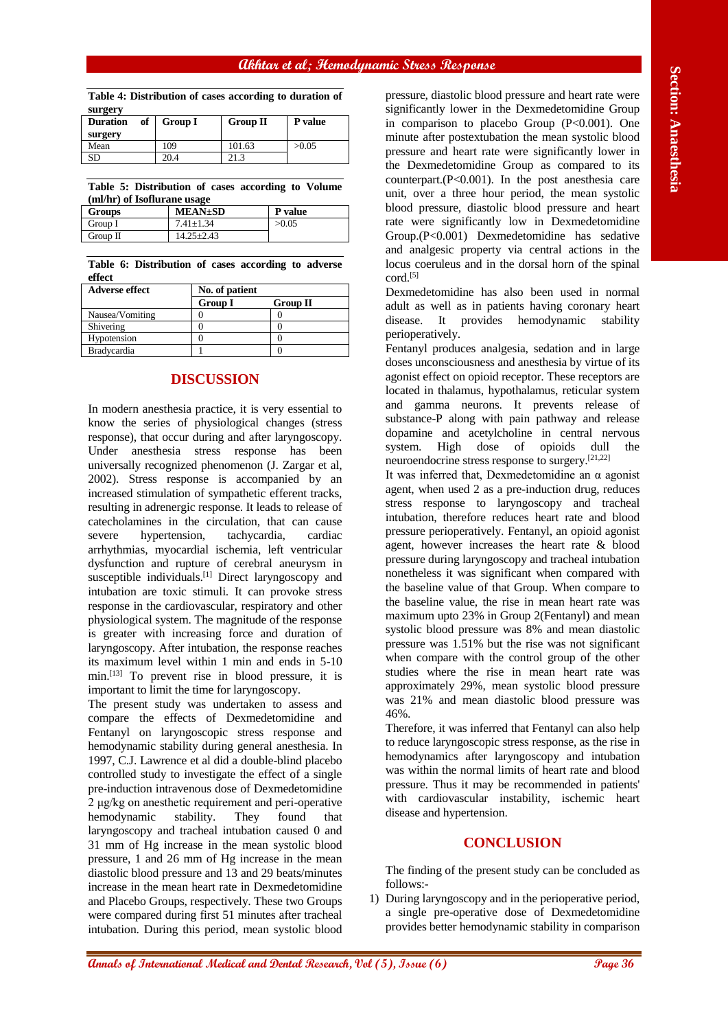**Table 4: Distribution of cases according to duration of surgery**

| Duration of surgery | Group I | Group II | P value |
|---|---|---|---|
| Mean | 109 | 101.63 | >0.05 |
| SD | 20.4 | 21.3 | |

**Table 5: Distribution of cases according to Volume (ml/hr) of Isoflurane usage**

| Groups | MEAN±SD | P value |
|---|---|---|
| Group I | 7.41±1.34 | >0.05 |
| Group II | 14.25±2.43 | |

**Table 6: Distribution of cases according to adverse effect**

| Adverse effect | No. of patient | |
|---|---|---|
| | Group I | Group II |
| Nausea/Vomiting | 0 | 0 |
| Shivering | 0 | 0 |
| Hypotension | 0 | 0 |
| Bradycardia | 1 | 0 |

## DISCUSSION

In modern anesthesia practice, it is very essential to know the series of physiological changes (stress response), that occur during and after laryngoscopy. Under anesthesia stress response has been universally recognized phenomenon (J. Zargar et al, 2002). Stress response is accompanied by an increased stimulation of sympathetic efferent tracks, resulting in adrenergic response. It leads to release of catecholamines in the circulation, that can cause severe hypertension, tachycardia, cardiac arrhythmias, myocardial ischemia, left ventricular dysfunction and rupture of cerebral aneurysm in susceptible individuals.[1] Direct laryngoscopy and intubation are toxic stimuli. It can provoke stress response in the cardiovascular, respiratory and other physiological system. The magnitude of the response is greater with increasing force and duration of laryngoscopy. After intubation, the response reaches its maximum level within 1 min and ends in 5-10 min.[13] To prevent rise in blood pressure, it is important to limit the time for laryngoscopy.

The present study was undertaken to assess and compare the effects of Dexmedetomidine and Fentanyl on laryngoscopic stress response and hemodynamic stability during general anesthesia. In 1997, C.J. Lawrence et al did a double-blind placebo controlled study to investigate the effect of a single pre-induction intravenous dose of Dexmedetomidine 2 μg/kg on anesthetic requirement and peri-operative hemodynamic stability. They found that laryngoscopy and tracheal intubation caused 0 and 31 mm of Hg increase in the mean systolic blood pressure, 1 and 26 mm of Hg increase in the mean diastolic blood pressure and 13 and 29 beats/minutes increase in the mean heart rate in Dexmedetomidine and Placebo Groups, respectively. These two Groups were compared during first 51 minutes after tracheal intubation. During this period, mean systolic blood pressure, diastolic blood pressure and heart rate were significantly lower in the Dexmedetomidine Group in comparison to placebo Group (P<0.001). One minute after postextubation the mean systolic blood pressure and heart rate were significantly lower in the Dexmedetomidine Group as compared to its counterpart.(P<0.001). In the post anesthesia care unit, over a three hour period, the mean systolic blood pressure, diastolic blood pressure and heart rate were significantly low in Dexmedetomidine Group.(P<0.001) Dexmedetomidine has sedative and analgesic property via central actions in the locus coeruleus and in the dorsal horn of the spinal cord.[5]

Dexmedetomidine has also been used in normal adult as well as in patients having coronary heart disease. It provides hemodynamic stability perioperatively.

Fentanyl produces analgesia, sedation and in large doses unconsciousness and anesthesia by virtue of its agonist effect on opioid receptor. These receptors are located in thalamus, hypothalamus, reticular system and gamma neurons. It prevents release of substance-P along with pain pathway and release dopamine and acetylcholine in central nervous system. High dose of opioids dull the neuroendocrine stress response to surgery.[21,22]

It was inferred that, Dexmedetomidine an α agonist agent, when used 2 as a pre-induction drug, reduces stress response to laryngoscopy and tracheal intubation, therefore reduces heart rate and blood pressure perioperatively. Fentanyl, an opioid agonist agent, however increases the heart rate & blood pressure during laryngoscopy and tracheal intubation nonetheless it was significant when compared with the baseline value of that Group. When compare to the baseline value, the rise in mean heart rate was maximum upto 23% in Group 2(Fentanyl) and mean systolic blood pressure was 8% and mean diastolic pressure was 1.51% but the rise was not significant when compare with the control group of the other studies where the rise in mean heart rate was approximately 29%, mean systolic blood pressure was 21% and mean diastolic blood pressure was 46%.

Therefore, it was inferred that Fentanyl can also help to reduce laryngoscopic stress response, as the rise in hemodynamics after laryngoscopy and intubation was within the normal limits of heart rate and blood pressure. Thus it may be recommended in patients' with cardiovascular instability, ischemic heart disease and hypertension.

## CONCLUSION

The finding of the present study can be concluded as follows:-

1) During laryngoscopy and in the perioperative period, a single pre-operative dose of Dexmedetomidine provides better hemodynamic stability in comparison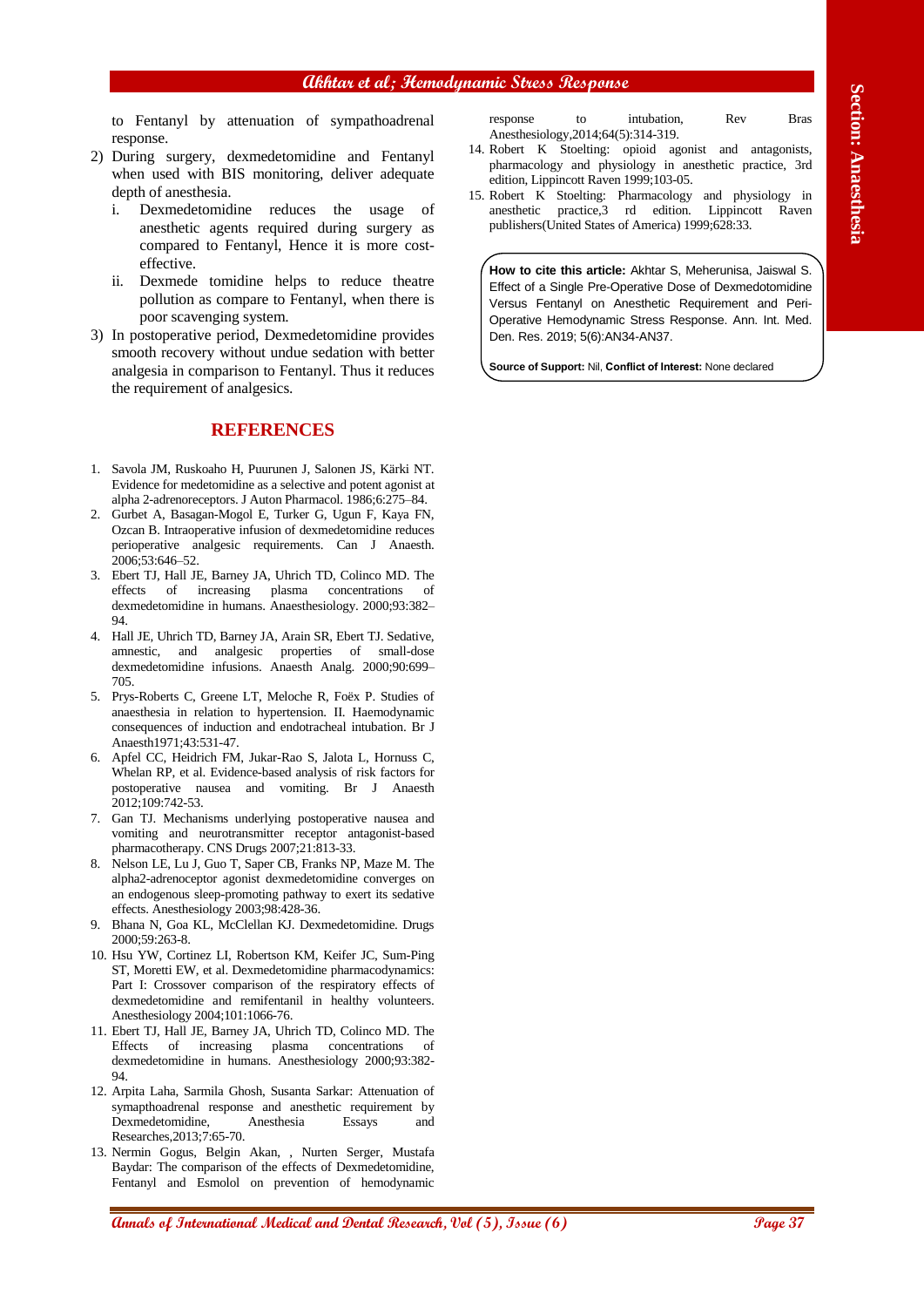to Fentanyl by attenuation of sympathoadrenal response.

2) During surgery, dexmedetomidine and Fentanyl when used with BIS monitoring, deliver adequate depth of anesthesia.
   i. Dexmedetomidine reduces the usage of anesthetic agents required during surgery as compared to Fentanyl, Hence it is more cost-effective.
   ii. Dexmede tomidine helps to reduce theatre pollution as compare to Fentanyl, when there is poor scavenging system.
3) In postoperative period, Dexmedetomidine provides smooth recovery without undue sedation with better analgesia in comparison to Fentanyl. Thus it reduces the requirement of analgesics.

## REFERENCES

1. Savola JM, Ruskoaho H, Puurunen J, Salonen JS, Kärki NT. Evidence for medetomidine as a selective and potent agonist at alpha 2-adrenoreceptors. J Auton Pharmacol. 1986;6:275–84.
2. Gurbet A, Basagan-Mogol E, Turker G, Ugun F, Kaya FN, Ozcan B. Intraoperative infusion of dexmedetomidine reduces perioperative analgesic requirements. Can J Anaesth. 2006;53:646–52.
3. Ebert TJ, Hall JE, Barney JA, Uhrich TD, Colinco MD. The effects of increasing plasma concentrations of dexmedetomidine in humans. Anaesthesiology. 2000;93:382–94.
4. Hall JE, Uhrich TD, Barney JA, Arain SR, Ebert TJ. Sedative, amnestic, and analgesic properties of small-dose dexmedetomidine infusions. Anaesth Analg. 2000;90:699–705.
5. Prys-Roberts C, Greene LT, Meloche R, Foëx P. Studies of anaesthesia in relation to hypertension. II. Haemodynamic consequences of induction and endotracheal intubation. Br J Anaesth1971;43:531-47.
6. Apfel CC, Heidrich FM, Jukar-Rao S, Jalota L, Hornuss C, Whelan RP, et al. Evidence-based analysis of risk factors for postoperative nausea and vomiting. Br J Anaesth 2012;109:742-53.
7. Gan TJ. Mechanisms underlying postoperative nausea and vomiting and neurotransmitter receptor antagonist-based pharmacotherapy. CNS Drugs 2007;21:813-33.
8. Nelson LE, Lu J, Guo T, Saper CB, Franks NP, Maze M. The alpha2-adrenoceptor agonist dexmedetomidine converges on an endogenous sleep-promoting pathway to exert its sedative effects. Anesthesiology 2003;98:428-36.
9. Bhana N, Goa KL, McClellan KJ. Dexmedetomidine. Drugs 2000;59:263-8.
10. Hsu YW, Cortinez LI, Robertson KM, Keifer JC, Sum-Ping ST, Moretti EW, et al. Dexmedetomidine pharmacodynamics: Part I: Crossover comparison of the respiratory effects of dexmedetomidine and remifentanil in healthy volunteers. Anesthesiology 2004;101:1066-76.
11. Ebert TJ, Hall JE, Barney JA, Uhrich TD, Colinco MD. The Effects of increasing plasma concentrations of dexmedetomidine in humans. Anesthesiology 2000;93:382-94.
12. Arpita Laha, Sarmila Ghosh, Susanta Sarkar: Attenuation of symapthoadrenal response and anesthetic requirement by Dexmedetomidine, Anesthesia Essays and Researches,2013;7:65-70.
13. Nermin Gogus, Belgin Akan, , Nurten Serger, Mustafa Baydar: The comparison of the effects of Dexmedetomidine, Fentanyl and Esmolol on prevention of hemodynamic response to intubation, Rev Bras Anesthesiology,2014;64(5):314-319.
14. Robert K Stoelting: opioid agonist and antagonists, pharmacology and physiology in anesthetic practice, 3rd edition, Lippincott Raven 1999;103-05.
15. Robert K Stoelting: Pharmacology and physiology in anesthetic practice,3 rd edition. Lippincott Raven publishers(United States of America) 1999;628:33.

**How to cite this article:** Akhtar S, Meherunisa, Jaiswal S. Effect of a Single Pre-Operative Dose of Dexmedotomidine Versus Fentanyl on Anesthetic Requirement and Peri-Operative Hemodynamic Stress Response. Ann. Int. Med. Den. Res. 2019; 5(6):AN34-AN37.

**Source of Support:** Nil, **Conflict of Interest:** None declared